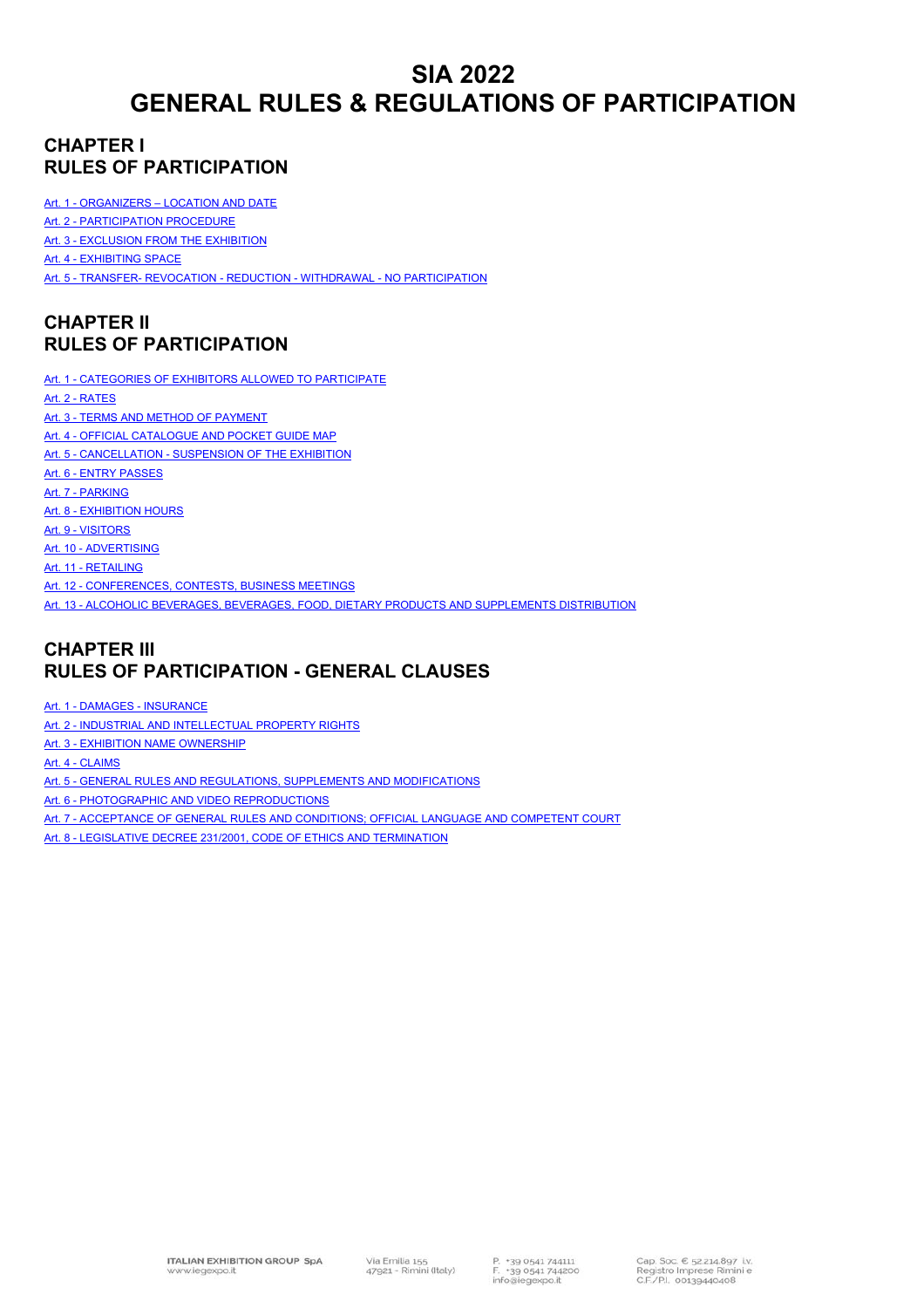# SIA 2022
# GENERAL RULES & REGULATIONS OF PARTICIPATION

## CHAPTER I
## RULES OF PARTICIPATION

Art. 1 - ORGANIZERS – LOCATION AND DATE
Art. 2 - PARTICIPATION PROCEDURE
Art. 3 - EXCLUSION FROM THE EXHIBITION
Art. 4 - EXHIBITING SPACE
Art. 5 - TRANSFER- REVOCATION - REDUCTION - WITHDRAWAL - NO PARTICIPATION

## CHAPTER II
## RULES OF PARTICIPATION

Art. 1 - CATEGORIES OF EXHIBITORS ALLOWED TO PARTICIPATE
Art. 2 - RATES
Art. 3 - TERMS AND METHOD OF PAYMENT
Art. 4 - OFFICIAL CATALOGUE AND POCKET GUIDE MAP
Art. 5 - CANCELLATION - SUSPENSION OF THE EXHIBITION
Art. 6 - ENTRY PASSES
Art. 7 - PARKING
Art. 8 - EXHIBITION HOURS
Art. 9 - VISITORS
Art. 10 - ADVERTISING
Art. 11 - RETAILING
Art. 12 - CONFERENCES, CONTESTS, BUSINESS MEETINGS
Art. 13 - ALCOHOLIC BEVERAGES, BEVERAGES, FOOD, DIETARY PRODUCTS AND SUPPLEMENTS DISTRIBUTION

## CHAPTER III
## RULES OF PARTICIPATION - GENERAL CLAUSES

Art. 1 - DAMAGES - INSURANCE
Art. 2 - INDUSTRIAL AND INTELLECTUAL PROPERTY RIGHTS
Art. 3 - EXHIBITION NAME OWNERSHIP
Art. 4 - CLAIMS
Art. 5 - GENERAL RULES AND REGULATIONS, SUPPLEMENTS AND MODIFICATIONS
Art. 6 - PHOTOGRAPHIC AND VIDEO REPRODUCTIONS
Art. 7 - ACCEPTANCE OF GENERAL RULES AND CONDITIONS; OFFICIAL LANGUAGE AND COMPETENT COURT
Art. 8 - LEGISLATIVE DECREE 231/2001, CODE OF ETHICS AND TERMINATION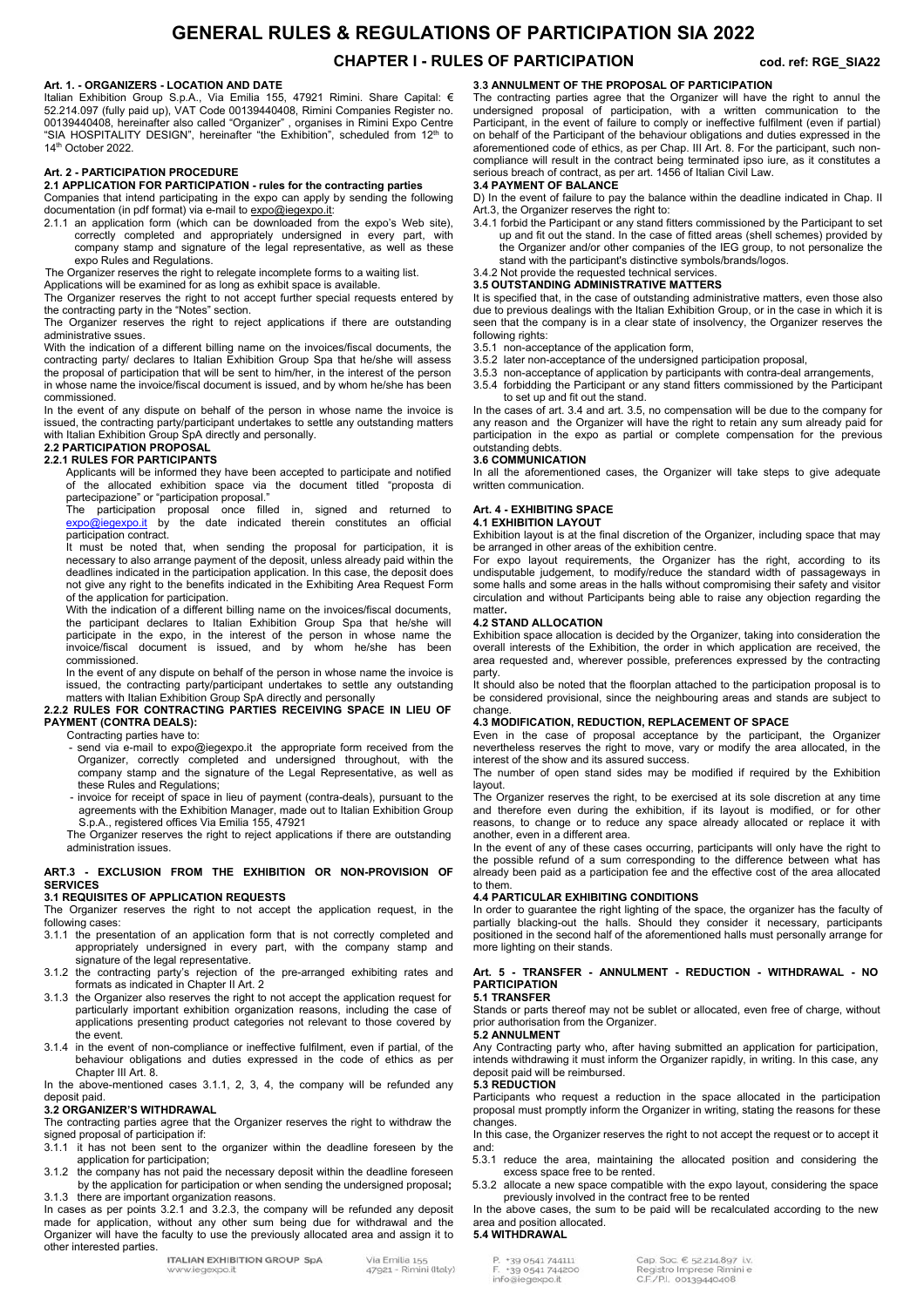# GENERAL RULES & REGULATIONS OF PARTICIPATION SIA 2022

## CHAPTER I - RULES OF PARTICIPATION

cod. ref: RGE_SIA22

### Art. 1. - ORGANIZERS - LOCATION AND DATE

Italian Exhibition Group S.p.A., Via Emilia 155, 47921 Rimini. Share Capital: € 52.214.097 (fully paid up), VAT Code 00139440408, Rimini Companies Register no. 00139440408, hereinafter also called "Organizer" , organises in Rimini Expo Centre "SIA HOSPITALITY DESIGN", hereinafter "the Exhibition", scheduled from 12th to 14th October 2022.

### Art. 2 - PARTICIPATION PROCEDURE

**2.1 APPLICATION FOR PARTICIPATION - rules for the contracting parties**

Companies that intend participating in the expo can apply by sending the following documentation (in pdf format) via e-mail to expo@iegexpo.it:

2.1.1 an application form (which can be downloaded from the expo's Web site), correctly completed and appropriately undersigned in every part, with company stamp and signature of the legal representative, as well as these expo Rules and Regulations.

The Organizer reserves the right to relegate incomplete forms to a waiting list.

Applications will be examined for as long as exhibit space is available.

The Organizer reserves the right to not accept further special requests entered by the contracting party in the "Notes" section.

The Organizer reserves the right to reject applications if there are outstanding administrative ssues.

With the indication of a different billing name on the invoices/fiscal documents, the contracting party/ declares to Italian Exhibition Group Spa that he/she will assess the proposal of participation that will be sent to him/her, in the interest of the person in whose name the invoice/fiscal document is issued, and by whom he/she has been commissioned.

In the event of any dispute on behalf of the person in whose name the invoice is issued, the contracting party/participant undertakes to settle any outstanding matters with Italian Exhibition Group SpA directly and personally.

**2.2 PARTICIPATION PROPOSAL**

**2.2.1 RULES FOR PARTICIPANTS**

Applicants will be informed they have been accepted to participate and notified of the allocated exhibition space via the document titled "proposta di partecipazione" or "participation proposal."

The participation proposal once filled in, signed and returned to expo@iegexpo.it by the date indicated therein constitutes an official participation contract.

It must be noted that, when sending the proposal for participation, it is necessary to also arrange payment of the deposit, unless already paid within the deadlines indicated in the participation application. In this case, the deposit does not give any right to the benefits indicated in the Exhibiting Area Request Form of the application for participation.

With the indication of a different billing name on the invoices/fiscal documents, the participant declares to Italian Exhibition Group Spa that he/she will participate in the expo, in the interest of the person in whose name the invoice/fiscal document is issued, and by whom he/she has been commissioned.

In the event of any dispute on behalf of the person in whose name the invoice is issued, the contracting party/participant undertakes to settle any outstanding matters with Italian Exhibition Group SpA directly and personally

**2.2.2 RULES FOR CONTRACTING PARTIES RECEIVING SPACE IN LIEU OF PAYMENT (CONTRA DEALS):**

Contracting parties have to:

- send via e-mail to expo@iegexpo.it the appropriate form received from the Organizer, correctly completed and undersigned throughout, with the company stamp and the signature of the Legal Representative, as well as these Rules and Regulations;
- invoice for receipt of space in lieu of payment (contra-deals), pursuant to the agreements with the Exhibition Manager, made out to Italian Exhibition Group S.p.A., registered offices Via Emilia 155, 47921

The Organizer reserves the right to reject applications if there are outstanding administration issues.

### ART.3 - EXCLUSION FROM THE EXHIBITION OR NON-PROVISION OF SERVICES

**3.1 REQUISITES OF APPLICATION REQUESTS**

The Organizer reserves the right to not accept the application request, in the following cases:

3.1.1 the presentation of an application form that is not correctly completed and appropriately undersigned in every part, with the company stamp and signature of the legal representative.

3.1.2 the contracting party's rejection of the pre-arranged exhibiting rates and formats as indicated in Chapter II Art. 2

3.1.3 the Organizer also reserves the right to not accept the application request for particularly important exhibition organization reasons, including the case of applications presenting product categories not relevant to those covered by the event.

3.1.4 in the event of non-compliance or ineffective fulfilment, even if partial, of the behaviour obligations and duties expressed in the code of ethics as per Chapter III Art. 8.

In the above-mentioned cases 3.1.1, 2, 3, 4, the company will be refunded any deposit paid.

**3.2 ORGANIZER'S WITHDRAWAL**

The contracting parties agree that the Organizer reserves the right to withdraw the signed proposal of participation if:

3.1.1 it has not been sent to the organizer within the deadline foreseen by the application for participation;

3.1.2 the company has not paid the necessary deposit within the deadline foreseen by the application for participation or when sending the undersigned proposal**;**

3.1.3 there are important organization reasons.

In cases as per points 3.2.1 and 3.2.3, the company will be refunded any deposit made for application, without any other sum being due for withdrawal and the Organizer will have the faculty to use the previously allocated area and assign it to other interested parties.

**3.3 ANNULMENT OF THE PROPOSAL OF PARTICIPATION**

The contracting parties agree that the Organizer will have the right to annul the undersigned proposal of participation, with a written communication to the Participant, in the event of failure to comply or ineffective fulfilment (even if partial) on behalf of the Participant of the behaviour obligations and duties expressed in the aforementioned code of ethics, as per Chap. III Art. 8. For the participant, such non-compliance will result in the contract being terminated ipso iure, as it constitutes a serious breach of contract, as per art. 1456 of Italian Civil Law.

**3.4 PAYMENT OF BALANCE**

D) In the event of failure to pay the balance within the deadline indicated in Chap. II Art.3, the Organizer reserves the right to:

3.4.1 forbid the Participant or any stand fitters commissioned by the Participant to set up and fit out the stand. In the case of fitted areas (shell schemes) provided by the Organizer and/or other companies of the IEG group, to not personalize the stand with the participant's distinctive symbols/brands/logos.

3.4.2 Not provide the requested technical services.

**3.5 OUTSTANDING ADMINISTRATIVE MATTERS**

It is specified that, in the case of outstanding administrative matters, even those also due to previous dealings with the Italian Exhibition Group, or in the case in which it is seen that the company is in a clear state of insolvency, the Organizer reserves the following rights:

3.5.1 non-acceptance of the application form,

3.5.2 later non-acceptance of the undersigned participation proposal,

3.5.3 non-acceptance of application by participants with contra-deal arrangements,

3.5.4 forbidding the Participant or any stand fitters commissioned by the Participant to set up and fit out the stand.

In the cases of art. 3.4 and art. 3.5, no compensation will be due to the company for any reason and the Organizer will have the right to retain any sum already paid for participation in the expo as partial or complete compensation for the previous outstanding debts.

**3.6 COMMUNICATION**

In all the aforementioned cases, the Organizer will take steps to give adequate written communication.

### Art. 4 - EXHIBITING SPACE

**4.1 EXHIBITION LAYOUT**

Exhibition layout is at the final discretion of the Organizer, including space that may be arranged in other areas of the exhibition centre.

For expo layout requirements, the Organizer has the right, according to its undisputable judgement, to modify/reduce the standard width of passageways in some halls and some areas in the halls without compromising their safety and visitor circulation and without Participants being able to raise any objection regarding the matter**.**

**4.2 STAND ALLOCATION**

Exhibition space allocation is decided by the Organizer, taking into consideration the overall interests of the Exhibition, the order in which application are received, the area requested and, wherever possible, preferences expressed by the contracting party.

It should also be noted that the floorplan attached to the participation proposal is to be considered provisional, since the neighbouring areas and stands are subject to change.

**4.3 MODIFICATION, REDUCTION, REPLACEMENT OF SPACE**

Even in the case of proposal acceptance by the participant, the Organizer nevertheless reserves the right to move, vary or modify the area allocated, in the interest of the show and its assured success.

The number of open stand sides may be modified if required by the Exhibition layout.

The Organizer reserves the right, to be exercised at its sole discretion at any time and therefore even during the exhibition, if its layout is modified, or for other reasons, to change or to reduce any space already allocated or replace it with another, even in a different area.

In the event of any of these cases occurring, participants will only have the right to the possible refund of a sum corresponding to the difference between what has already been paid as a participation fee and the effective cost of the area allocated to them.

**4.4 PARTICULAR EXHIBITING CONDITIONS**

In order to guarantee the right lighting of the space, the organizer has the faculty of partially blacking-out the halls. Should they consider it necessary, participants positioned in the second half of the aforementioned halls must personally arrange for more lighting on their stands.

### Art. 5 - TRANSFER - ANNULMENT - REDUCTION - WITHDRAWAL - NO PARTICIPATION

**5.1 TRANSFER**

Stands or parts thereof may not be sublet or allocated, even free of charge, without prior authorisation from the Organizer.

**5.2 ANNULMENT**

Any Contracting party who, after having submitted an application for participation, intends withdrawing it must inform the Organizer rapidly, in writing. In this case, any deposit paid will be reimbursed.

**5.3 REDUCTION**

Participants who request a reduction in the space allocated in the participation proposal must promptly inform the Organizer in writing, stating the reasons for these changes.

In this case, the Organizer reserves the right to not accept the request or to accept it and:

5.3.1 reduce the area, maintaining the allocated position and considering the excess space free to be rented.

5.3.2 allocate a new space compatible with the expo layout, considering the space previously involved in the contract free to be rented

In the above cases, the sum to be paid will be recalculated according to the new area and position allocated.

**5.4 WITHDRAWAL**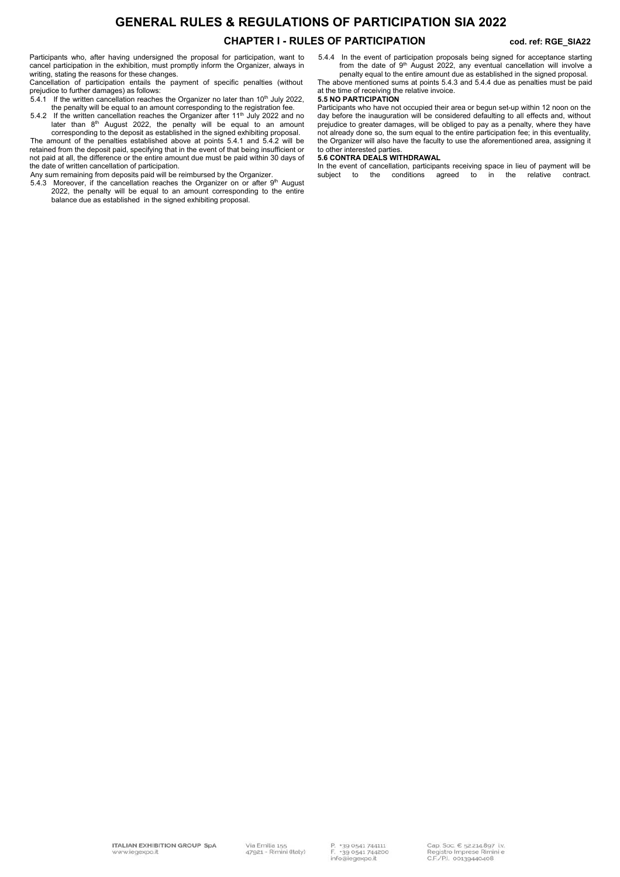Participants who, after having undersigned the proposal for participation, want to cancel participation in the exhibition, must promptly inform the Organizer, always in writing, stating the reasons for these changes.

Cancellation of participation entails the payment of specific penalties (without prejudice to further damages) as follows:

5.4.1 If the written cancellation reaches the Organizer no later than 10th July 2022, the penalty will be equal to an amount corresponding to the registration fee.

5.4.2 If the written cancellation reaches the Organizer after 11th July 2022 and no later than 8th August 2022, the penalty will be equal to an amount corresponding to the deposit as established in the signed exhibiting proposal.

The amount of the penalties established above at points 5.4.1 and 5.4.2 will be retained from the deposit paid, specifying that in the event of that being insufficient or not paid at all, the difference or the entire amount due must be paid within 30 days of the date of written cancellation of participation.

Any sum remaining from deposits paid will be reimbursed by the Organizer.

5.4.3 Moreover, if the cancellation reaches the Organizer on or after 9th August 2022, the penalty will be equal to an amount corresponding to the entire balance due as established in the signed exhibiting proposal.

5.4.4 In the event of participation proposals being signed for acceptance starting from the date of 9th August 2022, any eventual cancellation will involve a penalty equal to the entire amount due as established in the signed proposal.

The above mentioned sums at points 5.4.3 and 5.4.4 due as penalties must be paid at the time of receiving the relative invoice.

**5.5 NO PARTICIPATION**

Participants who have not occupied their area or begun set-up within 12 noon on the day before the inauguration will be considered defaulting to all effects and, without prejudice to greater damages, will be obliged to pay as a penalty, where they have not already done so, the sum equal to the entire participation fee; in this eventuality, the Organizer will also have the faculty to use the aforementioned area, assigning it to other interested parties.

**5.6 CONTRA DEALS WITHDRAWAL**

In the event of cancellation, participants receiving space in lieu of payment will be subject to the conditions agreed to in the relative contract.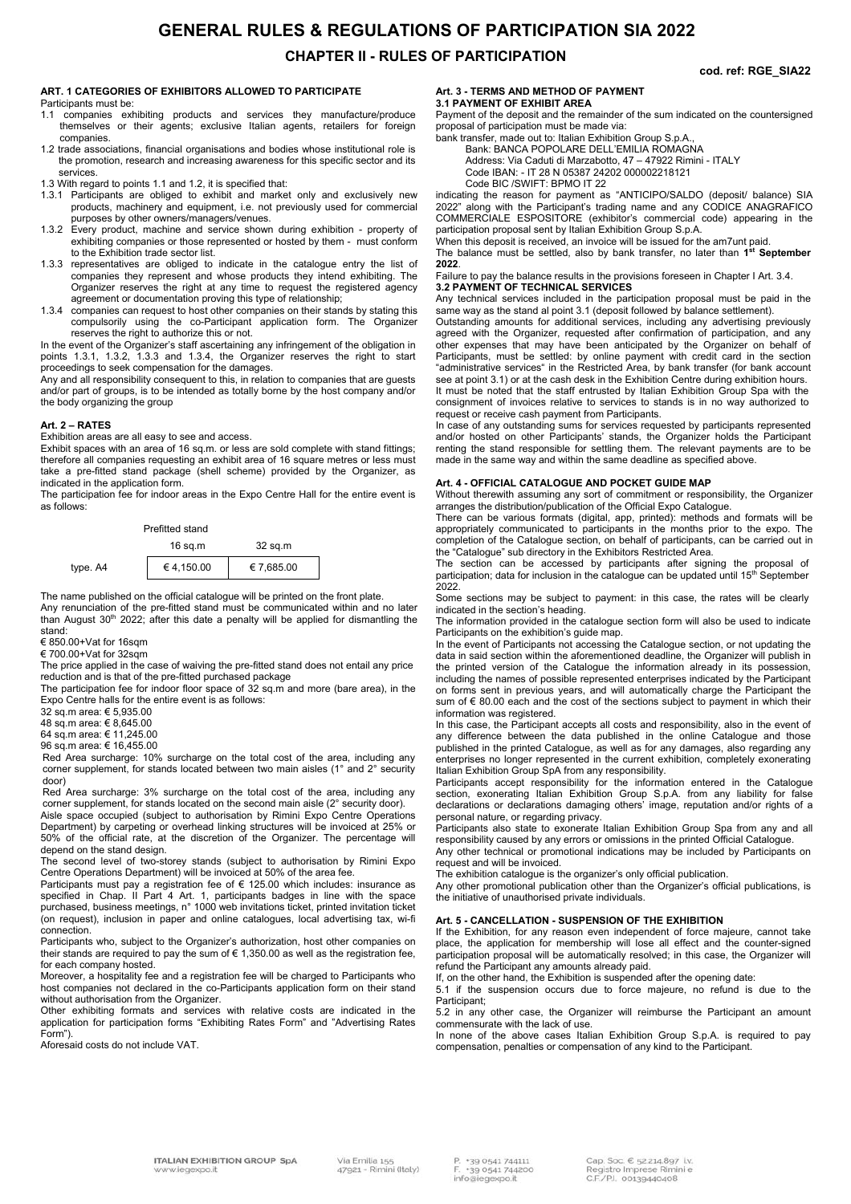# GENERAL RULES & REGULATIONS OF PARTICIPATION SIA 2022

## CHAPTER II - RULES OF PARTICIPATION

**cod. ref: RGE_SIA22**

### ART. 1 CATEGORIES OF EXHIBITORS ALLOWED TO PARTICIPATE

Participants must be:

1.1 companies exhibiting products and services they manufacture/produce themselves or their agents; exclusive Italian agents, retailers for foreign companies.

1.2 trade associations, financial organisations and bodies whose institutional role is the promotion, research and increasing awareness for this specific sector and its services.

1.3 With regard to points 1.1 and 1.2, it is specified that:

1.3.1 Participants are obliged to exhibit and market only and exclusively new products, machinery and equipment, i.e. not previously used for commercial purposes by other owners/managers/venues.

1.3.2 Every product, machine and service shown during exhibition - property of exhibiting companies or those represented or hosted by them - must conform to the Exhibition trade sector list.

1.3.3 representatives are obliged to indicate in the catalogue entry the list of companies they represent and whose products they intend exhibiting. The Organizer reserves the right at any time to request the registered agency agreement or documentation proving this type of relationship;

1.3.4 companies can request to host other companies on their stands by stating this compulsorily using the co-Participant application form. The Organizer reserves the right to authorize this or not.

In the event of the Organizer's staff ascertaining any infringement of the obligation in points 1.3.1, 1.3.2, 1.3.3 and 1.3.4, the Organizer reserves the right to start proceedings to seek compensation for the damages.

Any and all responsibility consequent to this, in relation to companies that are guests and/or part of groups, is to be intended as totally borne by the host company and/or the body organizing the group

### Art. 2 – RATES

Exhibition areas are all easy to see and access.

Exhibit spaces with an area of 16 sq.m. or less are sold complete with stand fittings; therefore all companies requesting an exhibit area of 16 square metres or less must take a pre-fitted stand package (shell scheme) provided by the Organizer, as indicated in the application form.

The participation fee for indoor areas in the Expo Centre Hall for the entire event is as follows:

| | Prefitted stand | |
|---|---|---|
| | 16 sq.m | 32 sq.m |
| type. A4 | € 4,150.00 | € 7,685.00 |

The name published on the official catalogue will be printed on the front plate.

Any renunciation of the pre-fitted stand must be communicated within and no later than August 30th 2022; after this date a penalty will be applied for dismantling the stand:

€ 850.00+Vat for 16sqm

€ 700.00+Vat for 32sqm

The price applied in the case of waiving the pre-fitted stand does not entail any price reduction and is that of the pre-fitted purchased package

The participation fee for indoor floor space of 32 sq.m and more (bare area), in the Expo Centre halls for the entire event is as follows:

32 sq.m area: € 5,935.00

48 sq.m area: € 8,645.00

64 sq.m area: € 11,245.00

96 sq.m area: € 16,455.00

Red Area surcharge: 10% surcharge on the total cost of the area, including any corner supplement, for stands located between two main aisles (1° and 2° security door)

Red Area surcharge: 3% surcharge on the total cost of the area, including any corner supplement, for stands located on the second main aisle (2° security door).

Aisle space occupied (subject to authorisation by Rimini Expo Centre Operations Department) by carpeting or overhead linking structures will be invoiced at 25% or 50% of the official rate, at the discretion of the Organizer. The percentage will depend on the stand design.

The second level of two-storey stands (subject to authorisation by Rimini Expo Centre Operations Department) will be invoiced at 50% of the area fee.

Participants must pay a registration fee of € 125.00 which includes: insurance as specified in Chap. II Part 4 Art. 1, participants badges in line with the space purchased, business meetings, n° 1000 web invitations ticket, printed invitation ticket (on request), inclusion in paper and online catalogues, local advertising tax, wi-fi connection.

Participants who, subject to the Organizer's authorization, host other companies on their stands are required to pay the sum of € 1,350.00 as well as the registration fee, for each company hosted.

Moreover, a hospitality fee and a registration fee will be charged to Participants who host companies not declared in the co-Participants application form on their stand without authorisation from the Organizer.

Other exhibiting formats and services with relative costs are indicated in the application for participation forms "Exhibiting Rates Form" and "Advertising Rates Form").

Aforesaid costs do not include VAT.

### Art. 3 - TERMS AND METHOD OF PAYMENT

**3.1 PAYMENT OF EXHIBIT AREA**

Payment of the deposit and the remainder of the sum indicated on the countersigned proposal of participation must be made via:

bank transfer, made out to: Italian Exhibition Group S.p.A.,

Bank: BANCA POPOLARE DELL'EMILIA ROMAGNA
Address: Via Caduti di Marzabotto, 47 – 47922 Rimini - ITALY
Code IBAN: - IT 28 N 05387 24202 000002218121
Code BIC /SWIFT: BPMO IT 22

indicating the reason for payment as "ANTICIPO/SALDO (deposit/ balance) SIA 2022" along with the Participant's trading name and any CODICE ANAGRAFICO COMMERCIALE ESPOSITORE (exhibitor's commercial code) appearing in the participation proposal sent by Italian Exhibition Group S.p.A.

When this deposit is received, an invoice will be issued for the am7unt paid.

The balance must be settled, also by bank transfer, no later than **1st September 2022**.

Failure to pay the balance results in the provisions foreseen in Chapter I Art. 3.4.

**3.2 PAYMENT OF TECHNICAL SERVICES**

Any technical services included in the participation proposal must be paid in the same way as the stand al point 3.1 (deposit followed by balance settlement).

Outstanding amounts for additional services, including any advertising previously agreed with the Organizer, requested after confirmation of participation, and any other expenses that may have been anticipated by the Organizer on behalf of Participants, must be settled: by online payment with credit card in the section "administrative services" in the Restricted Area, by bank transfer (for bank account see at point 3.1) or at the cash desk in the Exhibition Centre during exhibition hours.

It must be noted that the staff entrusted by Italian Exhibition Group Spa with the consignment of invoices relative to services to stands is in no way authorized to request or receive cash payment from Participants.

In case of any outstanding sums for services requested by participants represented and/or hosted on other Participants' stands, the Organizer holds the Participant renting the stand responsible for settling them. The relevant payments are to be made in the same way and within the same deadline as specified above.

### Art. 4 - OFFICIAL CATALOGUE AND POCKET GUIDE MAP

Without therewith assuming any sort of commitment or responsibility, the Organizer arranges the distribution/publication of the Official Expo Catalogue.

There can be various formats (digital, app, printed): methods and formats will be appropriately communicated to participants in the months prior to the expo. The completion of the Catalogue section, on behalf of participants, can be carried out in the "Catalogue" sub directory in the Exhibitors Restricted Area.

The section can be accessed by participants after signing the proposal of participation; data for inclusion in the catalogue can be updated until 15th September 2022.

Some sections may be subject to payment: in this case, the rates will be clearly indicated in the section's heading.

The information provided in the catalogue section form will also be used to indicate Participants on the exhibition's guide map.

In the event of Participants not accessing the Catalogue section, or not updating the data in said section within the aforementioned deadline, the Organizer will publish in the printed version of the Catalogue the information already in its possession, including the names of possible represented enterprises indicated by the Participant on forms sent in previous years, and will automatically charge the Participant the sum of € 80.00 each and the cost of the sections subject to payment in which their information was registered.

In this case, the Participant accepts all costs and responsibility, also in the event of any difference between the data published in the online Catalogue and those published in the printed Catalogue, as well as for any damages, also regarding any enterprises no longer represented in the current exhibition, completely exonerating Italian Exhibition Group SpA from any responsibility.

Participants accept responsibility for the information entered in the Catalogue section, exonerating Italian Exhibition Group S.p.A. from any liability for false declarations or declarations damaging others' image, reputation and/or rights of a personal nature, or regarding privacy.

Participants also state to exonerate Italian Exhibition Group Spa from any and all responsibility caused by any errors or omissions in the printed Official Catalogue.

Any other technical or promotional indications may be included by Participants on request and will be invoiced.

The exhibition catalogue is the organizer's only official publication.

Any other promotional publication other than the Organizer's official publications, is the initiative of unauthorised private individuals.

### Art. 5 - CANCELLATION - SUSPENSION OF THE EXHIBITION

If the Exhibition, for any reason even independent of force majeure, cannot take place, the application for membership will lose all effect and the counter-signed participation proposal will be automatically resolved; in this case, the Organizer will refund the Participant any amounts already paid.

If, on the other hand, the Exhibition is suspended after the opening date:

5.1 if the suspension occurs due to force majeure, no refund is due to the Participant;

5.2 in any other case, the Organizer will reimburse the Participant an amount commensurate with the lack of use.

In none of the above cases Italian Exhibition Group S.p.A. is required to pay compensation, penalties or compensation of any kind to the Participant.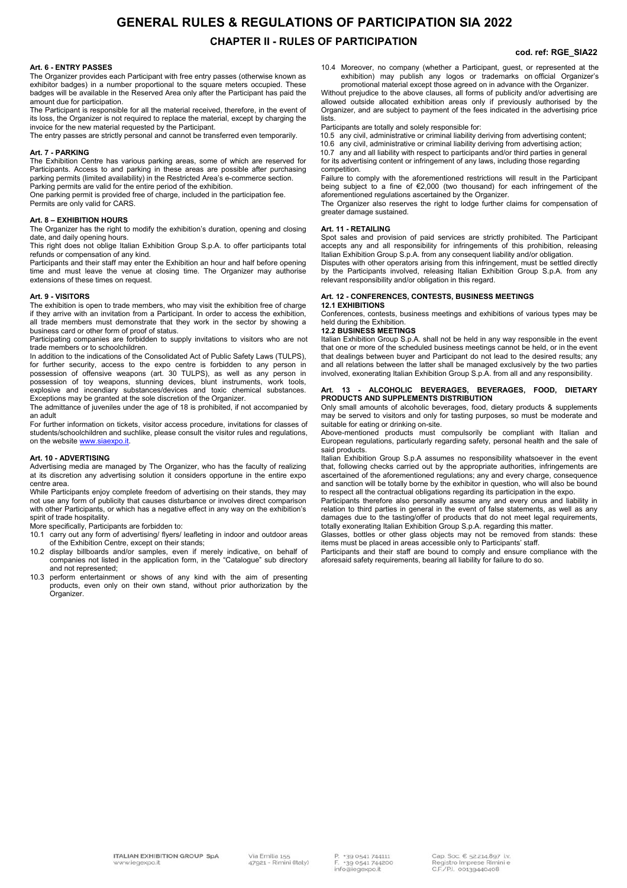# GENERAL RULES & REGULATIONS OF PARTICIPATION SIA 2022

## CHAPTER II - RULES OF PARTICIPATION

**cod. ref: RGE_SIA22**

### Art. 6 - ENTRY PASSES

The Organizer provides each Participant with free entry passes (otherwise known as exhibitor badges) in a number proportional to the square meters occupied. These badges will be available in the Reserved Area only after the Participant has paid the amount due for participation.

The Participant is responsible for all the material received, therefore, in the event of its loss, the Organizer is not required to replace the material, except by charging the invoice for the new material requested by the Participant.

The entry passes are strictly personal and cannot be transferred even temporarily.

### Art. 7 - PARKING

The Exhibition Centre has various parking areas, some of which are reserved for Participants. Access to and parking in these areas are possible after purchasing parking permits (limited availability) in the Restricted Area's e-commerce section.

Parking permits are valid for the entire period of the exhibition.

One parking permit is provided free of charge, included in the participation fee.

Permits are only valid for CARS.

### Art. 8 – EXHIBITION HOURS

The Organizer has the right to modify the exhibition's duration, opening and closing date, and daily opening hours.

This right does not oblige Italian Exhibition Group S.p.A. to offer participants total refunds or compensation of any kind.

Participants and their staff may enter the Exhibition an hour and half before opening time and must leave the venue at closing time. The Organizer may authorise extensions of these times on request.

### Art. 9 - VISITORS

The exhibition is open to trade members, who may visit the exhibition free of charge if they arrive with an invitation from a Participant. In order to access the exhibition, all trade members must demonstrate that they work in the sector by showing a business card or other form of proof of status.

Participating companies are forbidden to supply invitations to visitors who are not trade members or to schoolchildren.

In addition to the indications of the Consolidated Act of Public Safety Laws (TULPS), for further security, access to the expo centre is forbidden to any person in possession of offensive weapons (art. 30 TULPS), as well as any person in possession of toy weapons, stunning devices, blunt instruments, work tools, explosive and incendiary substances/devices and toxic chemical substances. Exceptions may be granted at the sole discretion of the Organizer.

The admittance of juveniles under the age of 18 is prohibited, if not accompanied by an adult

For further information on tickets, visitor access procedure, invitations for classes of students/schoolchildren and suchlike, please consult the visitor rules and regulations, on the website www.siaexpo.it.

### Art. 10 - ADVERTISING

Advertising media are managed by The Organizer, who has the faculty of realizing at its discretion any advertising solution it considers opportune in the entire expo centre area.

While Participants enjoy complete freedom of advertising on their stands, they may not use any form of publicity that causes disturbance or involves direct comparison with other Participants, or which has a negative effect in any way on the exhibition's spirit of trade hospitality.

More specifically, Participants are forbidden to:

10.1 carry out any form of advertising/ flyers/ leafleting in indoor and outdoor areas of the Exhibition Centre, except on their stands;

10.2 display billboards and/or samples, even if merely indicative, on behalf of companies not listed in the application form, in the "Catalogue" sub directory and not represented;

10.3 perform entertainment or shows of any kind with the aim of presenting products, even only on their own stand, without prior authorization by the Organizer.

10.4 Moreover, no company (whether a Participant, guest, or represented at the exhibition) may publish any logos or trademarks on official Organizer's promotional material except those agreed on in advance with the Organizer.

Without prejudice to the above clauses, all forms of publicity and/or advertising are allowed outside allocated exhibition areas only if previously authorised by the Organizer, and are subject to payment of the fees indicated in the advertising price lists.

Participants are totally and solely responsible for:

10.5 any civil, administrative or criminal liability deriving from advertising content;

10.6 any civil, administrative or criminal liability deriving from advertising action;

10.7 any and all liability with respect to participants and/or third parties in general for its advertising content or infringement of any laws, including those regarding competition.

Failure to comply with the aforementioned restrictions will result in the Participant being subject to a fine of €2,000 (two thousand) for each infringement of the aforementioned regulations ascertained by the Organizer.

The Organizer also reserves the right to lodge further claims for compensation of greater damage sustained.

### Art. 11 - RETAILING

Spot sales and provision of paid services are strictly prohibited. The Participant accepts any and all responsibility for infringements of this prohibition, releasing Italian Exhibition Group S.p.A. from any consequent liability and/or obligation.

Disputes with other operators arising from this infringement, must be settled directly by the Participants involved, releasing Italian Exhibition Group S.p.A. from any relevant responsibility and/or obligation in this regard.

### Art. 12 - CONFERENCES, CONTESTS, BUSINESS MEETINGS

#### 12.1 EXHIBITIONS

Conferences, contests, business meetings and exhibitions of various types may be held during the Exhibition.

#### 12.2 BUSINESS MEETINGS

Italian Exhibition Group S.p.A. shall not be held in any way responsible in the event that one or more of the scheduled business meetings cannot be held, or in the event that dealings between buyer and Participant do not lead to the desired results; any and all relations between the latter shall be managed exclusively by the two parties involved, exonerating Italian Exhibition Group S.p.A. from all and any responsibility.

### Art. 13 - ALCOHOLIC BEVERAGES, BEVERAGES, FOOD, DIETARY PRODUCTS AND SUPPLEMENTS DISTRIBUTION

Only small amounts of alcoholic beverages, food, dietary products & supplements may be served to visitors and only for tasting purposes, so must be moderate and suitable for eating or drinking on-site.

Above-mentioned products must compulsorily be compliant with Italian and European regulations, particularly regarding safety, personal health and the sale of said products.

Italian Exhibition Group S.p.A assumes no responsibility whatsoever in the event that, following checks carried out by the appropriate authorities, infringements are ascertained of the aforementioned regulations; any and every charge, consequence and sanction will be totally borne by the exhibitor in question, who will also be bound to respect all the contractual obligations regarding its participation in the expo.

Participants therefore also personally assume any and every onus and liability in relation to third parties in general in the event of false statements, as well as any damages due to the tasting/offer of products that do not meet legal requirements, totally exonerating Italian Exhibition Group S.p.A. regarding this matter.

Glasses, bottles or other glass objects may not be removed from stands: these items must be placed in areas accessible only to Participants' staff.

Participants and their staff are bound to comply and ensure compliance with the aforesaid safety requirements, bearing all liability for failure to do so.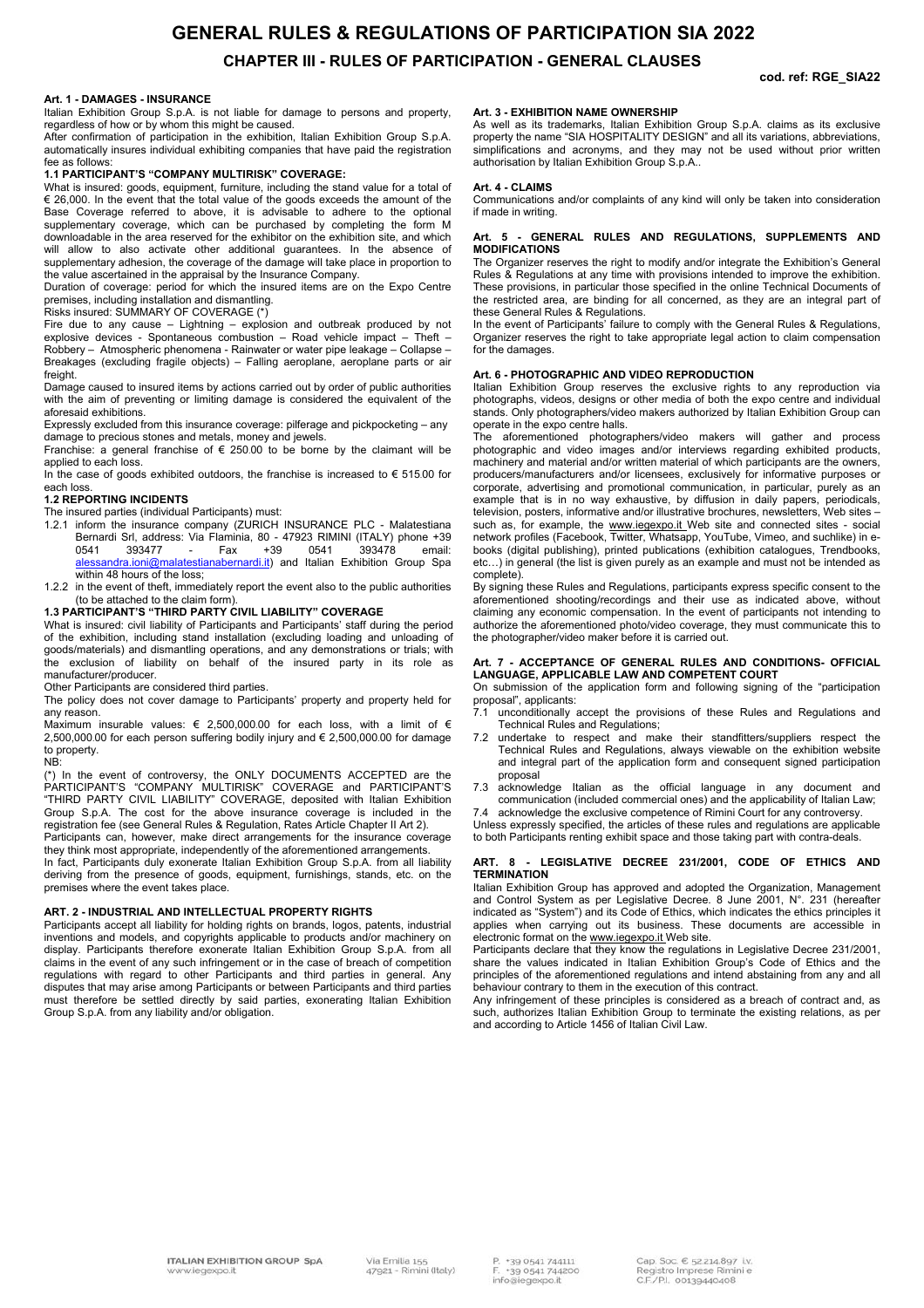# GENERAL RULES & REGULATIONS OF PARTICIPATION SIA 2022

## CHAPTER III - RULES OF PARTICIPATION - GENERAL CLAUSES

**cod. ref: RGE_SIA22**

### Art. 1 - DAMAGES - INSURANCE

Italian Exhibition Group S.p.A. is not liable for damage to persons and property, regardless of how or by whom this might be caused.

After confirmation of participation in the exhibition, Italian Exhibition Group S.p.A. automatically insures individual exhibiting companies that have paid the registration fee as follows:

**1.1 PARTICIPANT'S "COMPANY MULTIRISK" COVERAGE:**

What is insured: goods, equipment, furniture, including the stand value for a total of € 26,000. In the event that the total value of the goods exceeds the amount of the Base Coverage referred to above, it is advisable to adhere to the optional supplementary coverage, which can be purchased by completing the form M downloadable in the area reserved for the exhibitor on the exhibition site, and which will allow to also activate other additional guarantees. In the absence of supplementary adhesion, the coverage of the damage will take place in proportion to the value ascertained in the appraisal by the Insurance Company.

Duration of coverage: period for which the insured items are on the Expo Centre premises, including installation and dismantling.

Risks insured: SUMMARY OF COVERAGE (*)

Fire due to any cause – Lightning – explosion and outbreak produced by not explosive devices - Spontaneous combustion – Road vehicle impact – Theft – Robbery – Atmospheric phenomena - Rainwater or water pipe leakage – Collapse – Breakages (excluding fragile objects) – Falling aeroplane, aeroplane parts or air freight.

Damage caused to insured items by actions carried out by order of public authorities with the aim of preventing or limiting damage is considered the equivalent of the aforesaid exhibitions.

Expressly excluded from this insurance coverage: pilferage and pickpocketing – any damage to precious stones and metals, money and jewels.

Franchise: a general franchise of € 250.00 to be borne by the claimant will be applied to each loss.

In the case of goods exhibited outdoors, the franchise is increased to € 515.00 for each loss.

**1.2 REPORTING INCIDENTS**

The insured parties (individual Participants) must:

1.2.1 inform the insurance company (ZURICH INSURANCE PLC - Malatestiana Bernardi Srl, address: Via Flaminia, 80 - 47923 RIMINI (ITALY) phone +39 0541 393477 - Fax +39 0541 393478 email: alessandra.ioni@malatestianabernardi.it) and Italian Exhibition Group Spa within 48 hours of the loss;

1.2.2 in the event of theft, immediately report the event also to the public authorities (to be attached to the claim form).

**1.3 PARTICIPANT'S "THIRD PARTY CIVIL LIABILITY" COVERAGE**

What is insured: civil liability of Participants and Participants' staff during the period of the exhibition, including stand installation (excluding loading and unloading of goods/materials) and dismantling operations, and any demonstrations or trials; with the exclusion of liability on behalf of the insured party in its role as manufacturer/producer.

Other Participants are considered third parties.

The policy does not cover damage to Participants' property and property held for any reason.

Maximum insurable values: € 2,500,000.00 for each loss, with a limit of € 2,500,000.00 for each person suffering bodily injury and € 2,500,000.00 for damage to property.

NB:

(*) In the event of controversy, the ONLY DOCUMENTS ACCEPTED are the PARTICIPANT'S "COMPANY MULTIRISK" COVERAGE and PARTICIPANT'S "THIRD PARTY CIVIL LIABILITY" COVERAGE, deposited with Italian Exhibition Group S.p.A. The cost for the above insurance coverage is included in the registration fee (see General Rules & Regulation, Rates Article Chapter II Art 2).

Participants can, however, make direct arrangements for the insurance coverage they think most appropriate, independently of the aforementioned arrangements.

In fact, Participants duly exonerate Italian Exhibition Group S.p.A. from all liability deriving from the presence of goods, equipment, furnishings, stands, etc. on the premises where the event takes place.

### ART. 2 - INDUSTRIAL AND INTELLECTUAL PROPERTY RIGHTS

Participants accept all liability for holding rights on brands, logos, patents, industrial inventions and models, and copyrights applicable to products and/or machinery on display. Participants therefore exonerate Italian Exhibition Group S.p.A. from all claims in the event of any such infringement or in the case of breach of competition regulations with regard to other Participants and third parties in general. Any disputes that may arise among Participants or between Participants and third parties must therefore be settled directly by said parties, exonerating Italian Exhibition Group S.p.A. from any liability and/or obligation.

### Art. 3 - EXHIBITION NAME OWNERSHIP

As well as its trademarks, Italian Exhibition Group S.p.A. claims as its exclusive property the name "SIA HOSPITALITY DESIGN" and all its variations, abbreviations, simplifications and acronyms, and they may not be used without prior written authorisation by Italian Exhibition Group S.p.A..

### Art. 4 - CLAIMS

Communications and/or complaints of any kind will only be taken into consideration if made in writing.

### Art. 5 - GENERAL RULES AND REGULATIONS, SUPPLEMENTS AND MODIFICATIONS

The Organizer reserves the right to modify and/or integrate the Exhibition's General Rules & Regulations at any time with provisions intended to improve the exhibition. These provisions, in particular those specified in the online Technical Documents of the restricted area, are binding for all concerned, as they are an integral part of these General Rules & Regulations.

In the event of Participants' failure to comply with the General Rules & Regulations, Organizer reserves the right to take appropriate legal action to claim compensation for the damages.

### Art. 6 - PHOTOGRAPHIC AND VIDEO REPRODUCTION

Italian Exhibition Group reserves the exclusive rights to any reproduction via photographs, videos, designs or other media of both the expo centre and individual stands. Only photographers/video makers authorized by Italian Exhibition Group can operate in the expo centre halls.

The aforementioned photographers/video makers will gather and process photographic and video images and/or interviews regarding exhibited products, machinery and material and/or written material of which participants are the owners, producers/manufacturers and/or licensees, exclusively for informative purposes or corporate, advertising and promotional communication, in particular, purely as an example that is in no way exhaustive, by diffusion in daily papers, periodicals, television, posters, informative and/or illustrative brochures, newsletters, Web sites – such as, for example, the www.iegexpo.it Web site and connected sites - social network profiles (Facebook, Twitter, Whatsapp, YouTube, Vimeo, and suchlike) in e-books (digital publishing), printed publications (exhibition catalogues, Trendbooks, etc…) in general (the list is given purely as an example and must not be intended as complete).

By signing these Rules and Regulations, participants express specific consent to the aforementioned shooting/recordings and their use as indicated above, without claiming any economic compensation. In the event of participants not intending to authorize the aforementioned photo/video coverage, they must communicate this to the photographer/video maker before it is carried out.

### Art. 7 - ACCEPTANCE OF GENERAL RULES AND CONDITIONS- OFFICIAL LANGUAGE, APPLICABLE LAW AND COMPETENT COURT

On submission of the application form and following signing of the "participation proposal", applicants:

7.1 unconditionally accept the provisions of these Rules and Regulations and Technical Rules and Regulations;

7.2 undertake to respect and make their standfitters/suppliers respect the Technical Rules and Regulations, always viewable on the exhibition website and integral part of the application form and consequent signed participation proposal

7.3 acknowledge Italian as the official language in any document and communication (included commercial ones) and the applicability of Italian Law;

7.4 acknowledge the exclusive competence of Rimini Court for any controversy.

Unless expressly specified, the articles of these rules and regulations are applicable to both Participants renting exhibit space and those taking part with contra-deals.

### ART. 8 - LEGISLATIVE DECREE 231/2001, CODE OF ETHICS AND TERMINATION

Italian Exhibition Group has approved and adopted the Organization, Management and Control System as per Legislative Decree. 8 June 2001, N°. 231 (hereafter indicated as "System") and its Code of Ethics, which indicates the ethics principles it applies when carrying out its business. These documents are accessible in electronic format on the www.iegexpo.it Web site.

Participants declare that they know the regulations in Legislative Decree 231/2001, share the values indicated in Italian Exhibition Group's Code of Ethics and the principles of the aforementioned regulations and intend abstaining from any and all behaviour contrary to them in the execution of this contract.

Any infringement of these principles is considered as a breach of contract and, as such, authorizes Italian Exhibition Group to terminate the existing relations, as per and according to Article 1456 of Italian Civil Law.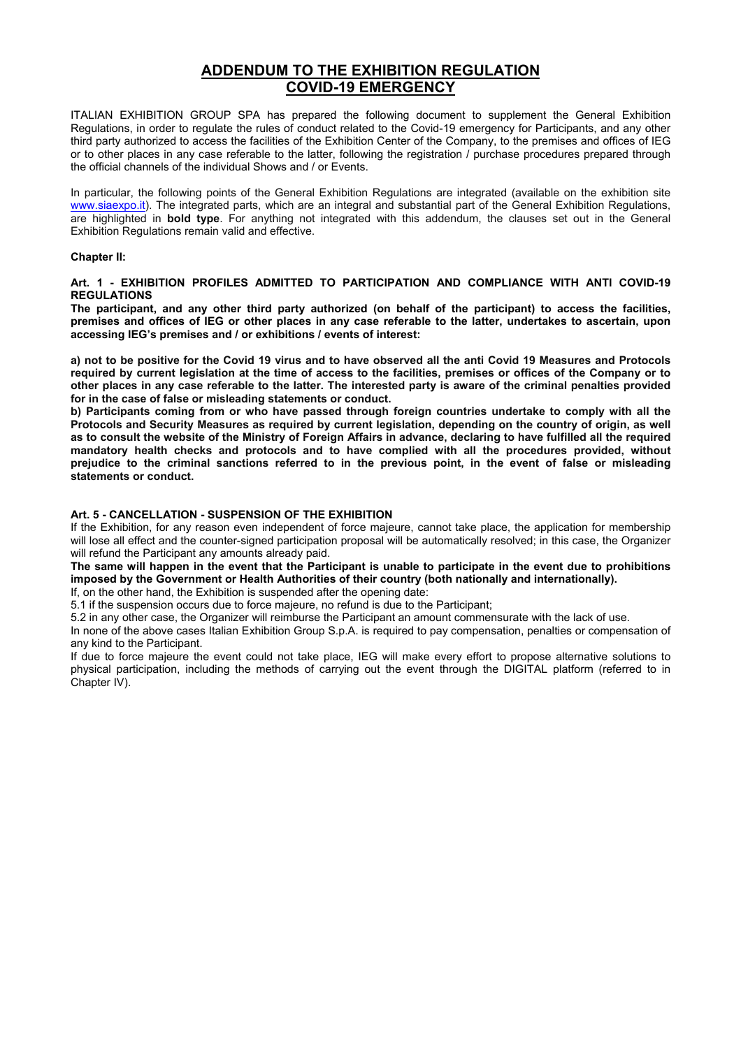# ADDENDUM TO THE EXHIBITION REGULATION
# COVID-19 EMERGENCY

ITALIAN EXHIBITION GROUP SPA has prepared the following document to supplement the General Exhibition Regulations, in order to regulate the rules of conduct related to the Covid-19 emergency for Participants, and any other third party authorized to access the facilities of the Exhibition Center of the Company, to the premises and offices of IEG or to other places in any case referable to the latter, following the registration / purchase procedures prepared through the official channels of the individual Shows and / or Events.

In particular, the following points of the General Exhibition Regulations are integrated (available on the exhibition site www.siaexpo.it). The integrated parts, which are an integral and substantial part of the General Exhibition Regulations, are highlighted in **bold type**. For anything not integrated with this addendum, the clauses set out in the General Exhibition Regulations remain valid and effective.

**Chapter II:**

**Art. 1 - EXHIBITION PROFILES ADMITTED TO PARTICIPATION AND COMPLIANCE WITH ANTI COVID-19 REGULATIONS**

**The participant, and any other third party authorized (on behalf of the participant) to access the facilities, premises and offices of IEG or other places in any case referable to the latter, undertakes to ascertain, upon accessing IEG's premises and / or exhibitions / events of interest:**

**a) not to be positive for the Covid 19 virus and to have observed all the anti Covid 19 Measures and Protocols required by current legislation at the time of access to the facilities, premises or offices of the Company or to other places in any case referable to the latter. The interested party is aware of the criminal penalties provided for in the case of false or misleading statements or conduct.**

**b) Participants coming from or who have passed through foreign countries undertake to comply with all the Protocols and Security Measures as required by current legislation, depending on the country of origin, as well as to consult the website of the Ministry of Foreign Affairs in advance, declaring to have fulfilled all the required mandatory health checks and protocols and to have complied with all the procedures provided, without prejudice to the criminal sanctions referred to in the previous point, in the event of false or misleading statements or conduct.**

**Art. 5 - CANCELLATION - SUSPENSION OF THE EXHIBITION**

If the Exhibition, for any reason even independent of force majeure, cannot take place, the application for membership will lose all effect and the counter-signed participation proposal will be automatically resolved; in this case, the Organizer will refund the Participant any amounts already paid.

**The same will happen in the event that the Participant is unable to participate in the event due to prohibitions imposed by the Government or Health Authorities of their country (both nationally and internationally).**

If, on the other hand, the Exhibition is suspended after the opening date:

5.1 if the suspension occurs due to force majeure, no refund is due to the Participant;

5.2 in any other case, the Organizer will reimburse the Participant an amount commensurate with the lack of use.

In none of the above cases Italian Exhibition Group S.p.A. is required to pay compensation, penalties or compensation of any kind to the Participant.

If due to force majeure the event could not take place, IEG will make every effort to propose alternative solutions to physical participation, including the methods of carrying out the event through the DIGITAL platform (referred to in Chapter IV).